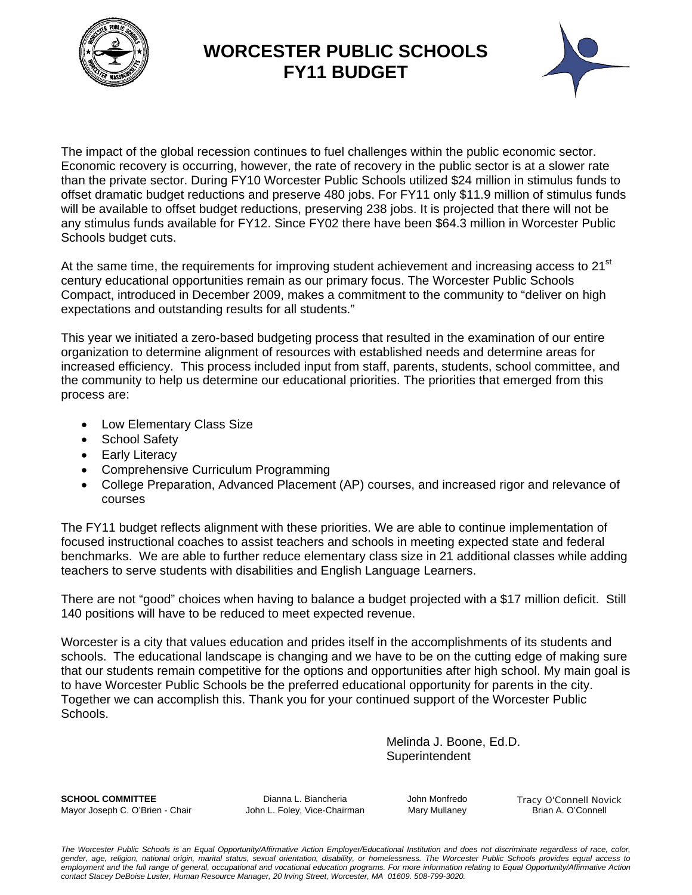# WORCESTER PUBLIC SCHOOLS
# FY11 BUDGET

The impact of the global recession continues to fuel challenges within the public economic sector. Economic recovery is occurring, however, the rate of recovery in the public sector is at a slower rate than the private sector. During FY10 Worcester Public Schools utilized $24 million in stimulus funds to offset dramatic budget reductions and preserve 480 jobs. For FY11 only $11.9 million of stimulus funds will be available to offset budget reductions, preserving 238 jobs. It is projected that there will not be any stimulus funds available for FY12. Since FY02 there have been $64.3 million in Worcester Public Schools budget cuts.

At the same time, the requirements for improving student achievement and increasing access to 21st century educational opportunities remain as our primary focus. The Worcester Public Schools Compact, introduced in December 2009, makes a commitment to the community to "deliver on high expectations and outstanding results for all students."

This year we initiated a zero-based budgeting process that resulted in the examination of our entire organization to determine alignment of resources with established needs and determine areas for increased efficiency. This process included input from staff, parents, students, school committee, and the community to help us determine our educational priorities. The priorities that emerged from this process are:

- Low Elementary Class Size
- School Safety
- Early Literacy
- Comprehensive Curriculum Programming
- College Preparation, Advanced Placement (AP) courses, and increased rigor and relevance of courses

The FY11 budget reflects alignment with these priorities. We are able to continue implementation of focused instructional coaches to assist teachers and schools in meeting expected state and federal benchmarks. We are able to further reduce elementary class size in 21 additional classes while adding teachers to serve students with disabilities and English Language Learners.

There are not "good" choices when having to balance a budget projected with a $17 million deficit. Still 140 positions will have to be reduced to meet expected revenue.

Worcester is a city that values education and prides itself in the accomplishments of its students and schools. The educational landscape is changing and we have to be on the cutting edge of making sure that our students remain competitive for the options and opportunities after high school. My main goal is to have Worcester Public Schools be the preferred educational opportunity for parents in the city. Together we can accomplish this. Thank you for your continued support of the Worcester Public Schools.

Melinda J. Boone, Ed.D.
Superintendent

| **SCHOOL COMMITTEE** | Dianna L. Biancheria | John Monfredo | Tracy O'Connell Novick |
|---|---|---|---|
| Mayor Joseph C. O'Brien - Chair | John L. Foley, Vice-Chairman | Mary Mullaney | Brian A. O'Connell |

*The Worcester Public Schools is an Equal Opportunity/Affirmative Action Employer/Educational Institution and does not discriminate regardless of race, color, gender, age, religion, national origin, marital status, sexual orientation, disability, or homelessness. The Worcester Public Schools provides equal access to employment and the full range of general, occupational and vocational education programs. For more information relating to Equal Opportunity/Affirmative Action contact Stacey DeBoise Luster, Human Resource Manager, 20 Irving Street, Worcester, MA 01609. 508-799-3020.*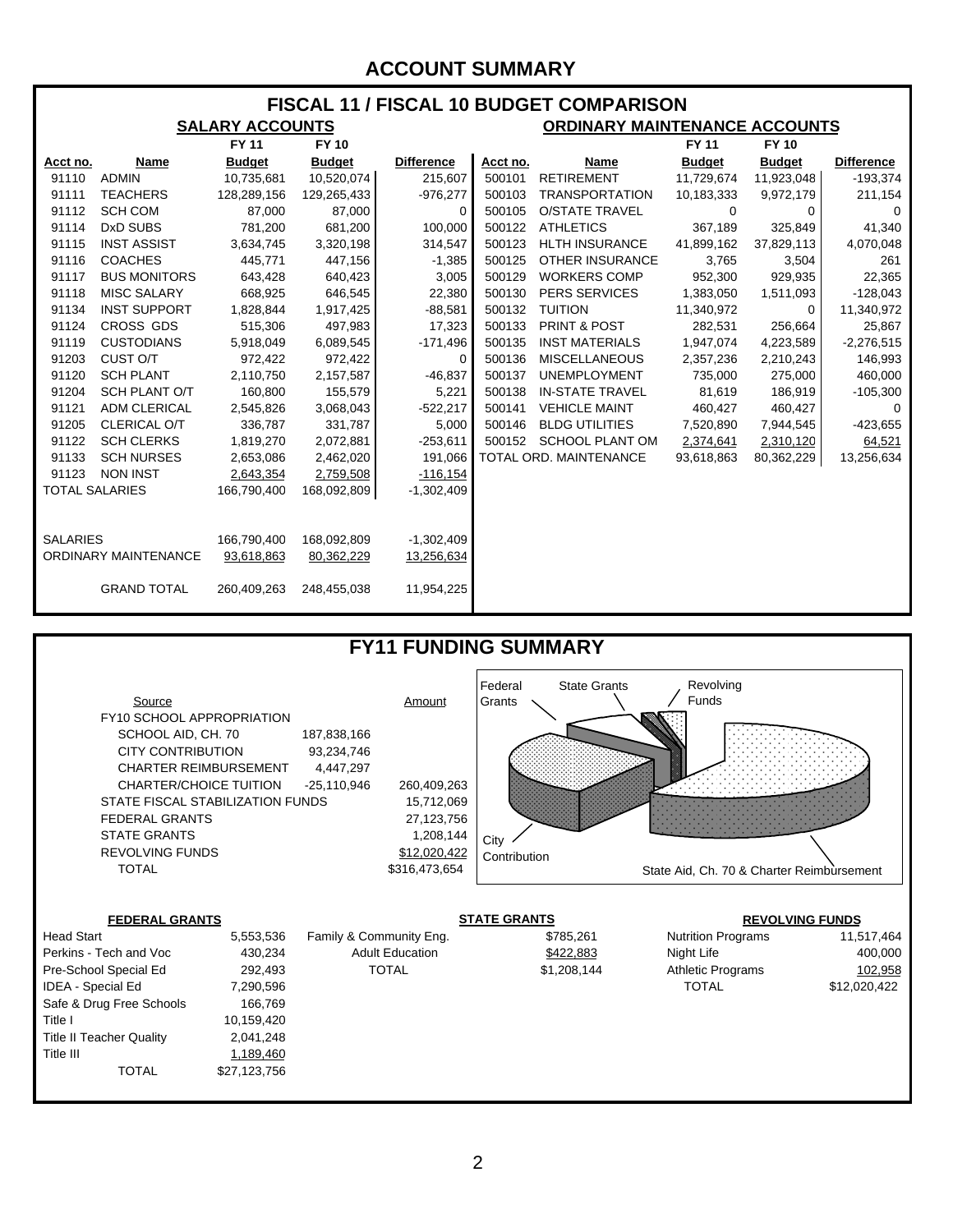# ACCOUNT SUMMARY

## FISCAL 11 / FISCAL 10 BUDGET COMPARISON

### SALARY ACCOUNTS

| Acct no. | Name | FY 11 Budget | FY 10 Budget | Difference |
|---|---|---|---|---|
| 91110 | ADMIN | 10,735,681 | 10,520,074 | 215,607 |
| 91111 | TEACHERS | 128,289,156 | 129,265,433 | -976,277 |
| 91112 | SCH COM | 87,000 | 87,000 | 0 |
| 91114 | DxD SUBS | 781,200 | 681,200 | 100,000 |
| 91115 | INST ASSIST | 3,634,745 | 3,320,198 | 314,547 |
| 91116 | COACHES | 445,771 | 447,156 | -1,385 |
| 91117 | BUS MONITORS | 643,428 | 640,423 | 3,005 |
| 91118 | MISC SALARY | 668,925 | 646,545 | 22,380 |
| 91134 | INST SUPPORT | 1,828,844 | 1,917,425 | -88,581 |
| 91124 | CROSS GDS | 515,306 | 497,983 | 17,323 |
| 91119 | CUSTODIANS | 5,918,049 | 6,089,545 | -171,496 |
| 91203 | CUST O/T | 972,422 | 972,422 | 0 |
| 91120 | SCH PLANT | 2,110,750 | 2,157,587 | -46,837 |
| 91204 | SCH PLANT O/T | 160,800 | 155,579 | 5,221 |
| 91121 | ADM CLERICAL | 2,545,826 | 3,068,043 | -522,217 |
| 91205 | CLERICAL O/T | 336,787 | 331,787 | 5,000 |
| 91122 | SCH CLERKS | 1,819,270 | 2,072,881 | -253,611 |
| 91133 | SCH NURSES | 2,653,086 | 2,462,020 | 191,066 |
| 91123 | NON INST | 2,643,354 | 2,759,508 | -116,154 |
| TOTAL SALARIES | | 166,790,400 | 168,092,809 | -1,302,409 |

| | FY 11 | FY 10 | Difference |
|---|---|---|---|
| SALARIES | 166,790,400 | 168,092,809 | -1,302,409 |
| ORDINARY MAINTENANCE | 93,618,863 | 80,362,229 | 13,256,634 |
| GRAND TOTAL | 260,409,263 | 248,455,038 | 11,954,225 |

### ORDINARY MAINTENANCE ACCOUNTS

| Acct no. | Name | FY 11 Budget | FY 10 Budget | Difference |
|---|---|---|---|---|
| 500101 | RETIREMENT | 11,729,674 | 11,923,048 | -193,374 |
| 500103 | TRANSPORTATION | 10,183,333 | 9,972,179 | 211,154 |
| 500105 | O/STATE TRAVEL | 0 | 0 | 0 |
| 500122 | ATHLETICS | 367,189 | 325,849 | 41,340 |
| 500123 | HLTH INSURANCE | 41,899,162 | 37,829,113 | 4,070,048 |
| 500125 | OTHER INSURANCE | 3,765 | 3,504 | 261 |
| 500129 | WORKERS COMP | 952,300 | 929,935 | 22,365 |
| 500130 | PERS SERVICES | 1,383,050 | 1,511,093 | -128,043 |
| 500132 | TUITION | 11,340,972 | 0 | 11,340,972 |
| 500133 | PRINT & POST | 282,531 | 256,664 | 25,867 |
| 500135 | INST MATERIALS | 1,947,074 | 4,223,589 | -2,276,515 |
| 500136 | MISCELLANEOUS | 2,357,236 | 2,210,243 | 146,993 |
| 500137 | UNEMPLOYMENT | 735,000 | 275,000 | 460,000 |
| 500138 | IN-STATE TRAVEL | 81,619 | 186,919 | -105,300 |
| 500141 | VEHICLE MAINT | 460,427 | 460,427 | 0 |
| 500146 | BLDG UTILITIES | 7,520,890 | 7,944,545 | -423,655 |
| 500152 | SCHOOL PLANT OM | 2,374,641 | 2,310,120 | 64,521 |
| TOTAL ORD. MAINTENANCE | | 93,618,863 | 80,362,229 | 13,256,634 |

## FY11 FUNDING SUMMARY

| Source | | Amount |
|---|---|---|
| FY10 SCHOOL APPROPRIATION | | |
| SCHOOL AID, CH. 70 | 187,838,166 | |
| CITY CONTRIBUTION | 93,234,746 | |
| CHARTER REIMBURSEMENT | 4,447,297 | |
| CHARTER/CHOICE TUITION | -25,110,946 | 260,409,263 |
| STATE FISCAL STABILIZATION FUNDS | | 15,712,069 |
| FEDERAL GRANTS | | 27,123,756 |
| STATE GRANTS | | 1,208,144 |
| REVOLVING FUNDS | | $12,020,422 |
| TOTAL | | $316,473,654 |

Chart labels: Federal Grants; State Grants; Revolving Funds; City Contribution; State Aid, Ch. 70 & Charter Reimbursement

### FEDERAL GRANTS

| Grant | Amount |
|---|---|
| Head Start | 5,553,536 |
| Perkins - Tech and Voc | 430,234 |
| Pre-School Special Ed | 292,493 |
| IDEA - Special Ed | 7,290,596 |
| Safe & Drug Free Schools | 166,769 |
| Title I | 10,159,420 |
| Title II Teacher Quality | 2,041,248 |
| Title III | 1,189,460 |
| TOTAL | $27,123,756 |

### STATE GRANTS

| Grant | Amount |
|---|---|
| Family & Community Eng. | $785,261 |
| Adult Education | $422,883 |
| TOTAL | $1,208,144 |

### REVOLVING FUNDS

| Fund | Amount |
|---|---|
| Nutrition Programs | 11,517,464 |
| Night Life | 400,000 |
| Athletic Programs | 102,958 |
| TOTAL | $12,020,422 |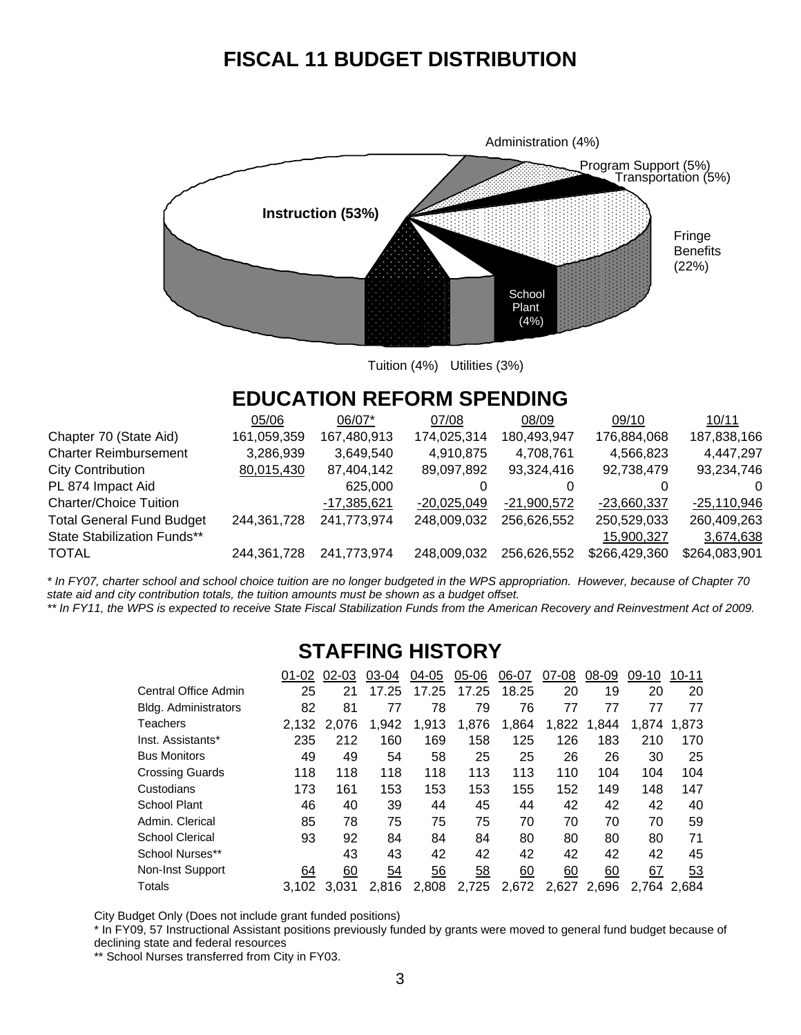# FISCAL 11 BUDGET DISTRIBUTION

Administration (4%)

Program Support (5%)

Transportation (5%)

Instruction (53%)

Fringe Benefits (22%)

School Plant (4%)

Tuition (4%) Utilities (3%)

# EDUCATION REFORM SPENDING

| | 05/06 | 06/07* | 07/08 | 08/09 | 09/10 | 10/11 |
|---|---|---|---|---|---|---|
| Chapter 70 (State Aid) | 161,059,359 | 167,480,913 | 174,025,314 | 180,493,947 | 176,884,068 | 187,838,166 |
| Charter Reimbursement | 3,286,939 | 3,649,540 | 4,910,875 | 4,708,761 | 4,566,823 | 4,447,297 |
| City Contribution | 80,015,430 | 87,404,142 | 89,097,892 | 93,324,416 | 92,738,479 | 93,234,746 |
| PL 874 Impact Aid | | 625,000 | 0 | 0 | 0 | 0 |
| Charter/Choice Tuition | | -17,385,621 | -20,025,049 | -21,900,572 | -23,660,337 | -25,110,946 |
| Total General Fund Budget | 244,361,728 | 241,773,974 | 248,009,032 | 256,626,552 | 250,529,033 | 260,409,263 |
| State Stabilization Funds** | | | | | 15,900,327 | 3,674,638 |
| TOTAL | 244,361,728 | 241,773,974 | 248,009,032 | 256,626,552 | $266,429,360 | $264,083,901 |

*\* In FY07, charter school and school choice tuition are no longer budgeted in the WPS appropriation. However, because of Chapter 70 state aid and city contribution totals, the tuition amounts must be shown as a budget offset.*

*\*\* In FY11, the WPS is expected to receive State Fiscal Stabilization Funds from the American Recovery and Reinvestment Act of 2009.*

# STAFFING HISTORY

| | 01-02 | 02-03 | 03-04 | 04-05 | 05-06 | 06-07 | 07-08 | 08-09 | 09-10 | 10-11 |
|---|---|---|---|---|---|---|---|---|---|---|
| Central Office Admin | 25 | 21 | 17.25 | 17.25 | 17.25 | 18.25 | 20 | 19 | 20 | 20 |
| Bldg. Administrators | 82 | 81 | 77 | 78 | 79 | 76 | 77 | 77 | 77 | 77 |
| Teachers | 2,132 | 2,076 | 1,942 | 1,913 | 1,876 | 1,864 | 1,822 | 1,844 | 1,874 | 1,873 |
| Inst. Assistants* | 235 | 212 | 160 | 169 | 158 | 125 | 126 | 183 | 210 | 170 |
| Bus Monitors | 49 | 49 | 54 | 58 | 25 | 25 | 26 | 26 | 30 | 25 |
| Crossing Guards | 118 | 118 | 118 | 118 | 113 | 113 | 110 | 104 | 104 | 104 |
| Custodians | 173 | 161 | 153 | 153 | 153 | 155 | 152 | 149 | 148 | 147 |
| School Plant | 46 | 40 | 39 | 44 | 45 | 44 | 42 | 42 | 42 | 40 |
| Admin. Clerical | 85 | 78 | 75 | 75 | 75 | 70 | 70 | 70 | 70 | 59 |
| School Clerical | 93 | 92 | 84 | 84 | 84 | 80 | 80 | 80 | 80 | 71 |
| School Nurses** | | 43 | 43 | 42 | 42 | 42 | 42 | 42 | 42 | 45 |
| Non-Inst Support | 64 | 60 | 54 | 56 | 58 | 60 | 60 | 60 | 67 | 53 |
| Totals | 3,102 | 3,031 | 2,816 | 2,808 | 2,725 | 2,672 | 2,627 | 2,696 | 2,764 | 2,684 |

City Budget Only (Does not include grant funded positions)

\* In FY09, 57 Instructional Assistant positions previously funded by grants were moved to general fund budget because of declining state and federal resources

\*\* School Nurses transferred from City in FY03.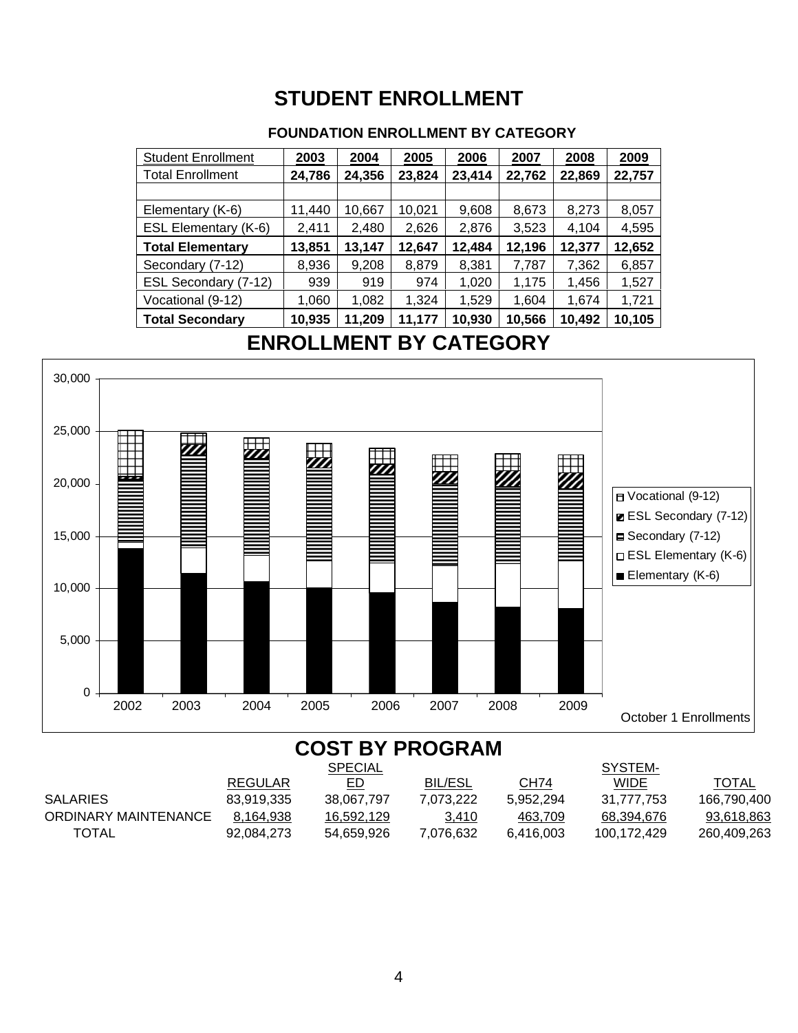# STUDENT ENROLLMENT

### FOUNDATION ENROLLMENT BY CATEGORY

| Student Enrollment | 2003 | 2004 | 2005 | 2006 | 2007 | 2008 | 2009 |
|---|---|---|---|---|---|---|---|
| Total Enrollment | **24,786** | **24,356** | **23,824** | **23,414** | **22,762** | **22,869** | **22,757** |
| | | | | | | | |
| Elementary (K-6) | 11,440 | 10,667 | 10,021 | 9,608 | 8,673 | 8,273 | 8,057 |
| ESL Elementary (K-6) | 2,411 | 2,480 | 2,626 | 2,876 | 3,523 | 4,104 | 4,595 |
| **Total Elementary** | **13,851** | **13,147** | **12,647** | **12,484** | **12,196** | **12,377** | **12,652** |
| Secondary (7-12) | 8,936 | 9,208 | 8,879 | 8,381 | 7,787 | 7,362 | 6,857 |
| ESL Secondary (7-12) | 939 | 919 | 974 | 1,020 | 1,175 | 1,456 | 1,527 |
| Vocational (9-12) | 1,060 | 1,082 | 1,324 | 1,529 | 1,604 | 1,674 | 1,721 |
| **Total Secondary** | **10,935** | **11,209** | **11,177** | **10,930** | **10,566** | **10,492** | **10,105** |

## ENROLLMENT BY CATEGORY

30,000
25,000
20,000
15,000
10,000
5,000
0

2002 2003 2004 2005 2006 2007 2008 2009

Vocational (9-12)
ESL Secondary (7-12)
Secondary (7-12)
ESL Elementary (K-6)
Elementary (K-6)

October 1 Enrollments

# COST BY PROGRAM

| | REGULAR | SPECIAL ED | BIL/ESL | CH74 | SYSTEM-WIDE | TOTAL |
|---|---|---|---|---|---|---|
| SALARIES | 83,919,335 | 38,067,797 | 7,073,222 | 5,952,294 | 31,777,753 | 166,790,400 |
| ORDINARY MAINTENANCE | 8,164,938 | 16,592,129 | 3,410 | 463,709 | 68,394,676 | 93,618,863 |
| TOTAL | 92,084,273 | 54,659,926 | 7,076,632 | 6,416,003 | 100,172,429 | 260,409,263 |